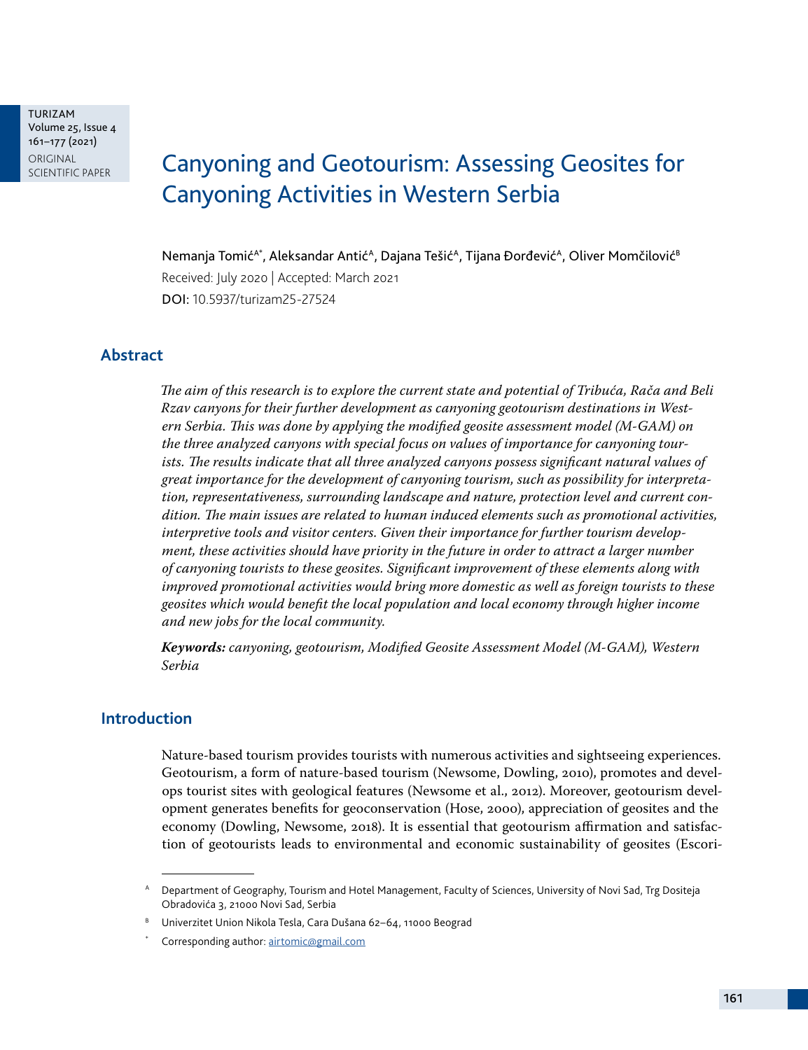TURIZAM
Volume 25, Issue 4
161–177 (2021)
ORIGINAL SCIENTIFIC PAPER

# Canyoning and Geotourism: Assessing Geosites for Canyoning Activities in Western Serbia

Nemanja Tomić[A*], Aleksandar Antić[A], Dajana Tešić[A], Tijana Đorđević[A], Oliver Momčilović[B]

Received: July 2020 | Accepted: March 2021

DOI: 10.5937/turizam25-27524

## Abstract

*The aim of this research is to explore the current state and potential of Tribuća, Rača and Beli Rzav canyons for their further development as canyoning geotourism destinations in Western Serbia. This was done by applying the modified geosite assessment model (M-GAM) on the three analyzed canyons with special focus on values of importance for canyoning tourists. The results indicate that all three analyzed canyons possess significant natural values of great importance for the development of canyoning tourism, such as possibility for interpretation, representativeness, surrounding landscape and nature, protection level and current condition. The main issues are related to human induced elements such as promotional activities, interpretive tools and visitor centers. Given their importance for further tourism development, these activities should have priority in the future in order to attract a larger number of canyoning tourists to these geosites. Significant improvement of these elements along with improved promotional activities would bring more domestic as well as foreign tourists to these geosites which would benefit the local population and local economy through higher income and new jobs for the local community.*

***Keywords:*** *canyoning, geotourism, Modified Geosite Assessment Model (M-GAM), Western Serbia*

## Introduction

Nature-based tourism provides tourists with numerous activities and sightseeing experiences. Geotourism, a form of nature-based tourism (Newsome, Dowling, 2010), promotes and develops tourist sites with geological features (Newsome et al., 2012). Moreover, geotourism development generates benefits for geoconservation (Hose, 2000), appreciation of geosites and the economy (Dowling, Newsome, 2018). It is essential that geotourism affirmation and satisfaction of geotourists leads to environmental and economic sustainability of geosites (Escori-

---

[A] Department of Geography, Tourism and Hotel Management, Faculty of Sciences, University of Novi Sad, Trg Dositeja Obradovića 3, 21000 Novi Sad, Serbia

[B] Univerzitet Union Nikola Tesla, Cara Dušana 62–64, 11000 Beograd

[*] Corresponding author: airtomic@gmail.com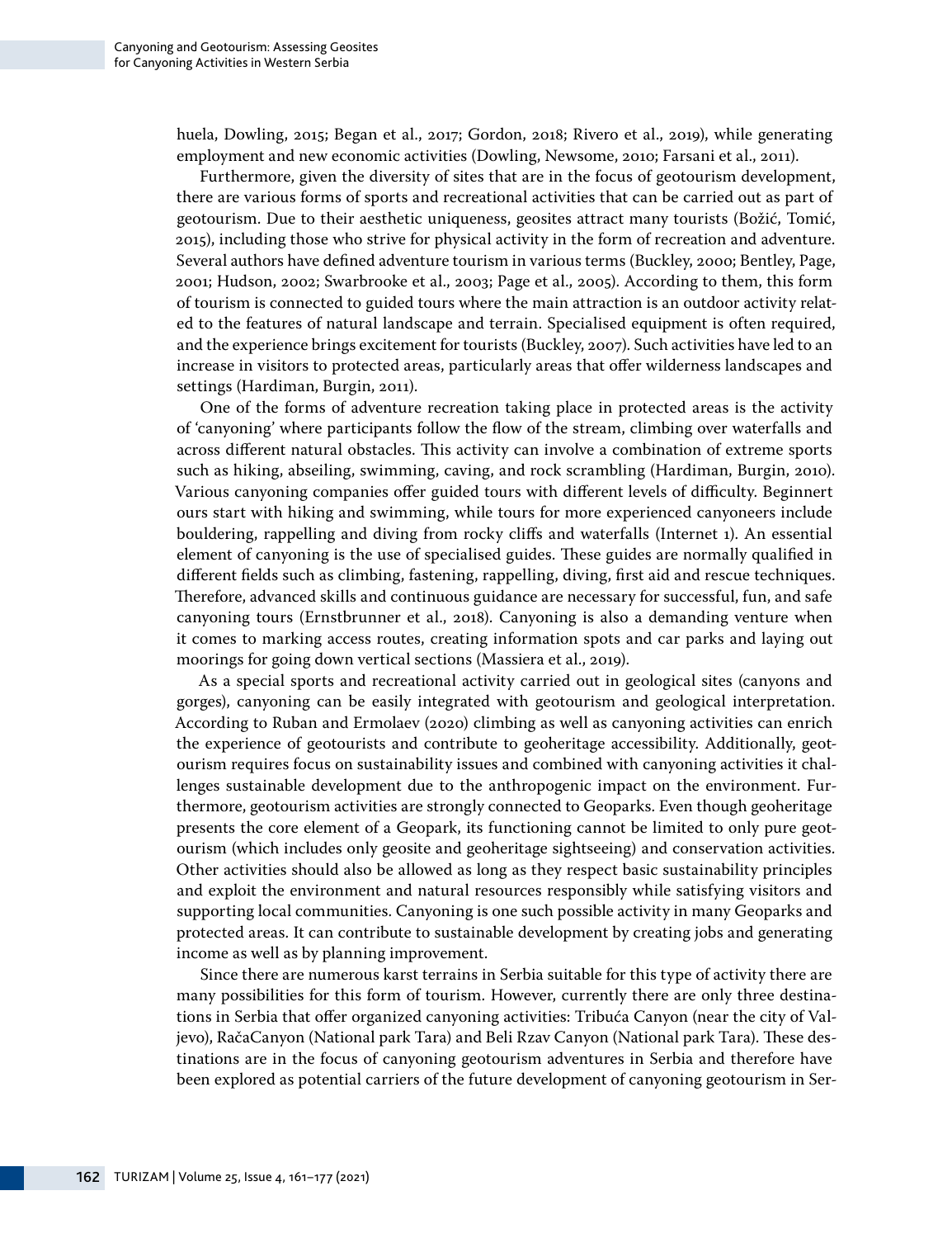huela, Dowling, 2015; Began et al., 2017; Gordon, 2018; Rivero et al., 2019), while generating employment and new economic activities (Dowling, Newsome, 2010; Farsani et al., 2011).

Furthermore, given the diversity of sites that are in the focus of geotourism development, there are various forms of sports and recreational activities that can be carried out as part of geotourism. Due to their aesthetic uniqueness, geosites attract many tourists (Božić, Tomić, 2015), including those who strive for physical activity in the form of recreation and adventure. Several authors have defined adventure tourism in various terms (Buckley, 2000; Bentley, Page, 2001; Hudson, 2002; Swarbrooke et al., 2003; Page et al., 2005). According to them, this form of tourism is connected to guided tours where the main attraction is an outdoor activity related to the features of natural landscape and terrain. Specialised equipment is often required, and the experience brings excitement for tourists (Buckley, 2007). Such activities have led to an increase in visitors to protected areas, particularly areas that offer wilderness landscapes and settings (Hardiman, Burgin, 2011).

One of the forms of adventure recreation taking place in protected areas is the activity of 'canyoning' where participants follow the flow of the stream, climbing over waterfalls and across different natural obstacles. This activity can involve a combination of extreme sports such as hiking, abseiling, swimming, caving, and rock scrambling (Hardiman, Burgin, 2010). Various canyoning companies offer guided tours with different levels of difficulty. Beginnert ours start with hiking and swimming, while tours for more experienced canyoneers include bouldering, rappelling and diving from rocky cliffs and waterfalls (Internet 1). An essential element of canyoning is the use of specialised guides. These guides are normally qualified in different fields such as climbing, fastening, rappelling, diving, first aid and rescue techniques. Therefore, advanced skills and continuous guidance are necessary for successful, fun, and safe canyoning tours (Ernstbrunner et al., 2018). Canyoning is also a demanding venture when it comes to marking access routes, creating information spots and car parks and laying out moorings for going down vertical sections (Massiera et al., 2019).

As a special sports and recreational activity carried out in geological sites (canyons and gorges), canyoning can be easily integrated with geotourism and geological interpretation. According to Ruban and Ermolaev (2020) climbing as well as canyoning activities can enrich the experience of geotourists and contribute to geoheritage accessibility. Additionally, geotourism requires focus on sustainability issues and combined with canyoning activities it challenges sustainable development due to the anthropogenic impact on the environment. Furthermore, geotourism activities are strongly connected to Geoparks. Even though geoheritage presents the core element of a Geopark, its functioning cannot be limited to only pure geotourism (which includes only geosite and geoheritage sightseeing) and conservation activities. Other activities should also be allowed as long as they respect basic sustainability principles and exploit the environment and natural resources responsibly while satisfying visitors and supporting local communities. Canyoning is one such possible activity in many Geoparks and protected areas. It can contribute to sustainable development by creating jobs and generating income as well as by planning improvement.

Since there are numerous karst terrains in Serbia suitable for this type of activity there are many possibilities for this form of tourism. However, currently there are only three destinations in Serbia that offer organized canyoning activities: Tribuća Canyon (near the city of Valjevo), RačaCanyon (National park Tara) and Beli Rzav Canyon (National park Tara). These destinations are in the focus of canyoning geotourism adventures in Serbia and therefore have been explored as potential carriers of the future development of canyoning geotourism in Ser-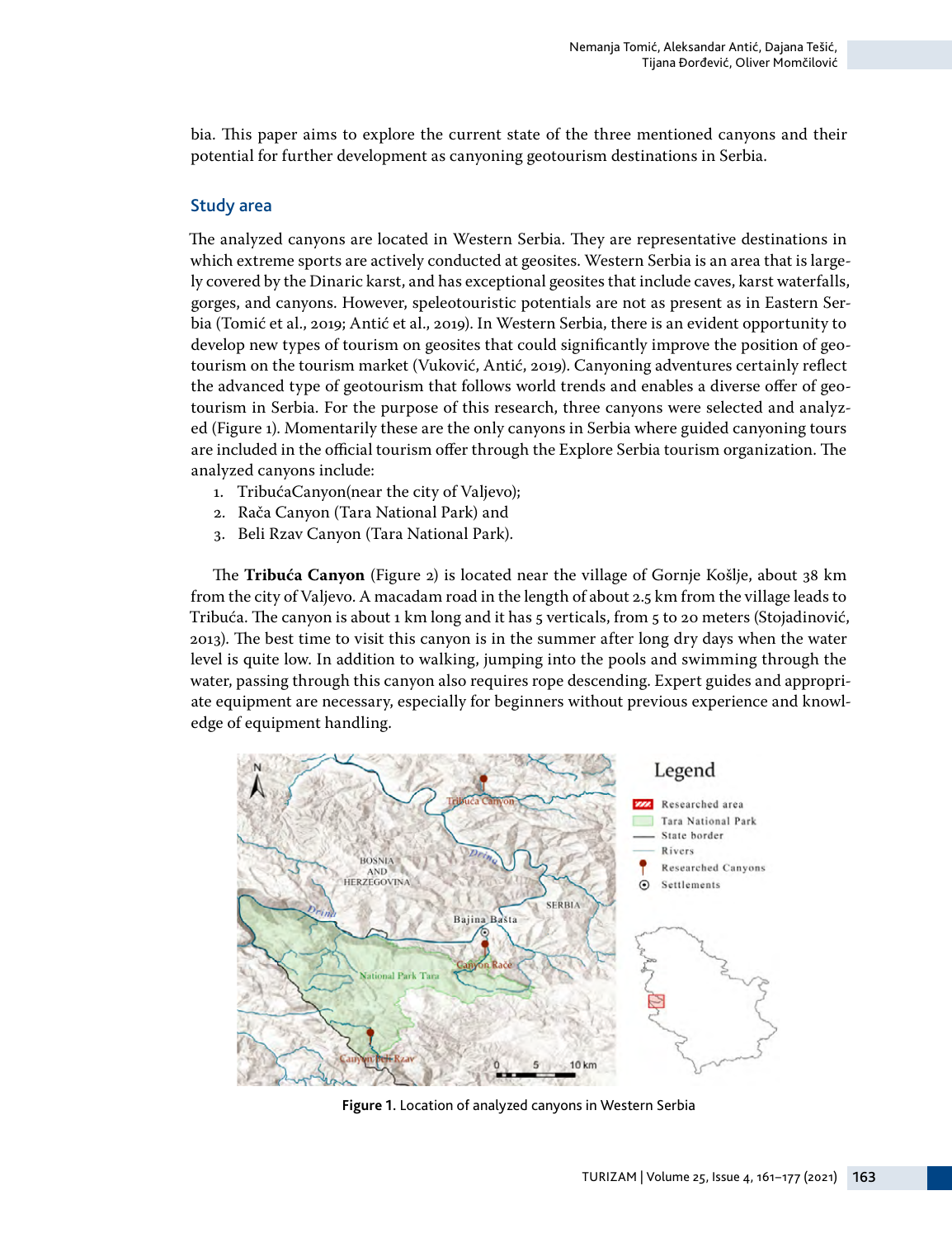bia. This paper aims to explore the current state of the three mentioned canyons and their potential for further development as canyoning geotourism destinations in Serbia.

## Study area

The analyzed canyons are located in Western Serbia. They are representative destinations in which extreme sports are actively conducted at geosites. Western Serbia is an area that is largely covered by the Dinaric karst, and has exceptional geosites that include caves, karst waterfalls, gorges, and canyons. However, speleotouristic potentials are not as present as in Eastern Serbia (Tomić et al., 2019; Antić et al., 2019). In Western Serbia, there is an evident opportunity to develop new types of tourism on geosites that could significantly improve the position of geotourism on the tourism market (Vuković, Antić, 2019). Canyoning adventures certainly reflect the advanced type of geotourism that follows world trends and enables a diverse offer of geotourism in Serbia. For the purpose of this research, three canyons were selected and analyzed (Figure 1). Momentarily these are the only canyons in Serbia where guided canyoning tours are included in the official tourism offer through the Explore Serbia tourism organization. The analyzed canyons include:

1. TribućaCanyon(near the city of Valjevo);
2. Rača Canyon (Tara National Park) and
3. Beli Rzav Canyon (Tara National Park).

The **Tribuća Canyon** (Figure 2) is located near the village of Gornje Košlje, about 38 km from the city of Valjevo. A macadam road in the length of about 2.5 km from the village leads to Tribuća. The canyon is about 1 km long and it has 5 verticals, from 5 to 20 meters (Stojadinović, 2013). The best time to visit this canyon is in the summer after long dry days when the water level is quite low. In addition to walking, jumping into the pools and swimming through the water, passing through this canyon also requires rope descending. Expert guides and appropriate equipment are necessary, especially for beginners without previous experience and knowledge of equipment handling.

**Figure 1.** Location of analyzed canyons in Western Serbia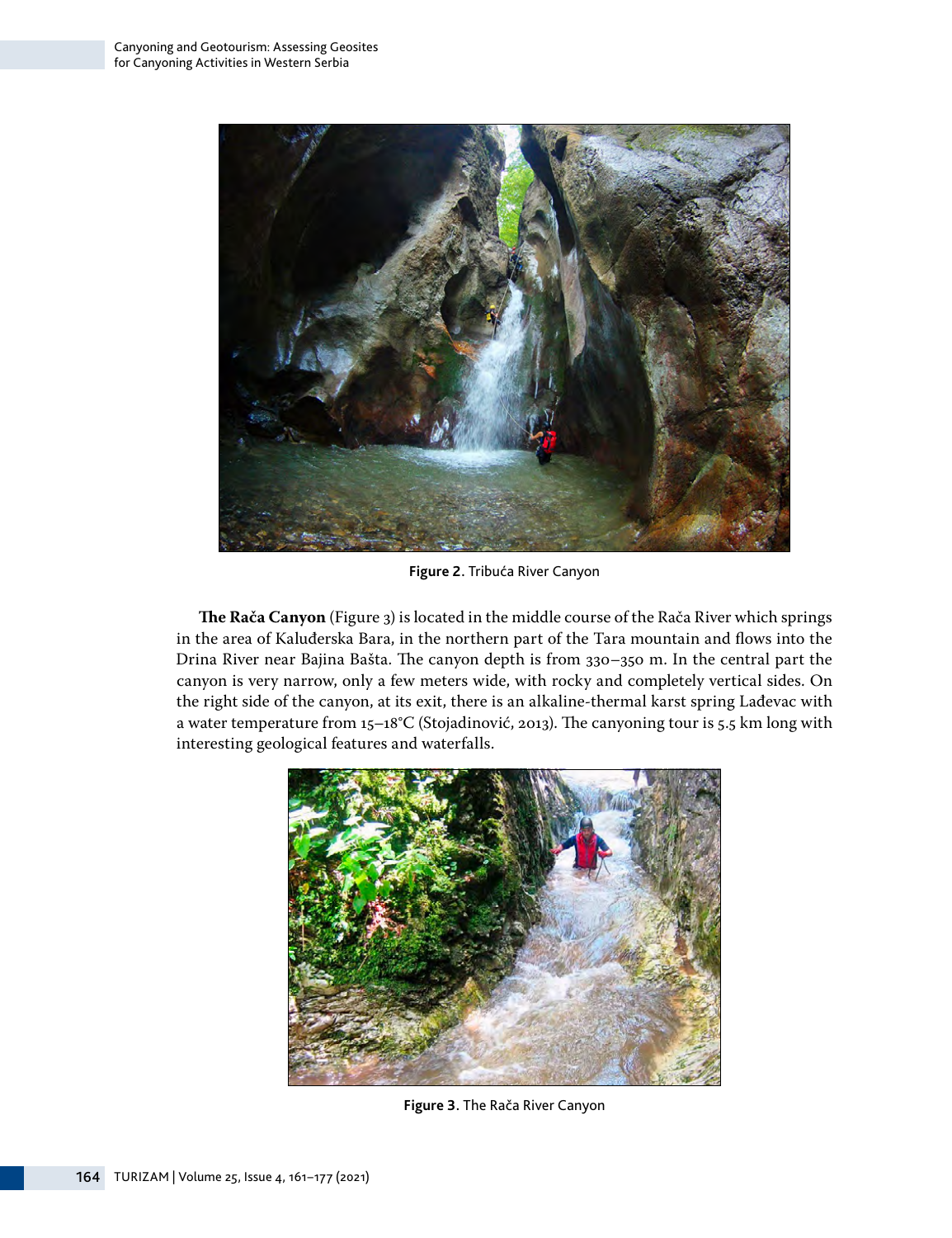Figure 2. Tribuća River Canyon

**The Rača Canyon** (Figure 3) is located in the middle course of the Rača River which springs in the area of Kaluđerska Bara, in the northern part of the Tara mountain and flows into the Drina River near Bajina Bašta. The canyon depth is from 330–350 m. In the central part the canyon is very narrow, only a few meters wide, with rocky and completely vertical sides. On the right side of the canyon, at its exit, there is an alkaline-thermal karst spring Lađevac with a water temperature from 15–18°C (Stojadinović, 2013). The canyoning tour is 5.5 km long with interesting geological features and waterfalls.

Figure 3. The Rača River Canyon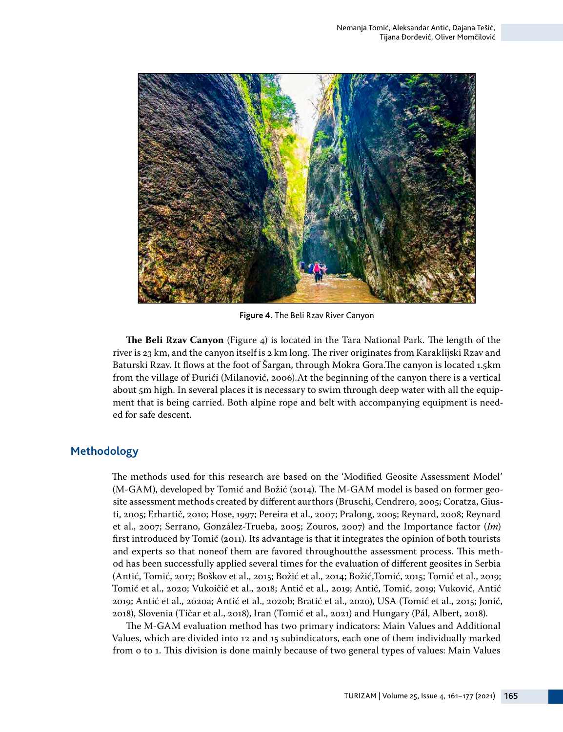Figure 4. The Beli Rzav River Canyon

**The Beli Rzav Canyon** (Figure 4) is located in the Tara National Park. The length of the river is 23 km, and the canyon itself is 2 km long. The river originates from Karaklijski Rzav and Baturski Rzav. It flows at the foot of Šargan, through Mokra Gora.The canyon is located 1.5km from the village of Đurići (Milanović, 2006).At the beginning of the canyon there is a vertical about 5m high. In several places it is necessary to swim through deep water with all the equipment that is being carried. Both alpine rope and belt with accompanying equipment is needed for safe descent.

## Methodology

The methods used for this research are based on the 'Modified Geosite Assessment Model' (M-GAM), developed by Tomić and Božić (2014). The M-GAM model is based on former geosite assessment methods created by different aurthors (Bruschi, Cendrero, 2005; Coratza, Giusti, 2005; Erhartič, 2010; Hose, 1997; Pereira et al., 2007; Pralong, 2005; Reynard, 2008; Reynard et al., 2007; Serrano, González-Trueba, 2005; Zouros, 2007) and the Importance factor (*Im*) first introduced by Tomić (2011). Its advantage is that it integrates the opinion of both tourists and experts so that noneof them are favored throughoutthe assessment process. This method has been successfully applied several times for the evaluation of different geosites in Serbia (Antić, Tomić, 2017; Boškov et al., 2015; Božić et al., 2014; Božić,Tomić, 2015; Tomić et al., 2019; Tomić et al., 2020; Vukoičić et al., 2018; Antić et al., 2019; Antić, Tomić, 2019; Vuković, Antić 2019; Antić et al., 2020a; Antić et al., 2020b; Bratić et al., 2020), USA (Tomić et al., 2015; Jonić, 2018), Slovenia (Tičar et al., 2018), Iran (Tomić et al., 2021) and Hungary (Pál, Albert, 2018).

The M-GAM evaluation method has two primary indicators: Main Values and Additional Values, which are divided into 12 and 15 subindicators, each one of them individually marked from 0 to 1. This division is done mainly because of two general types of values: Main Values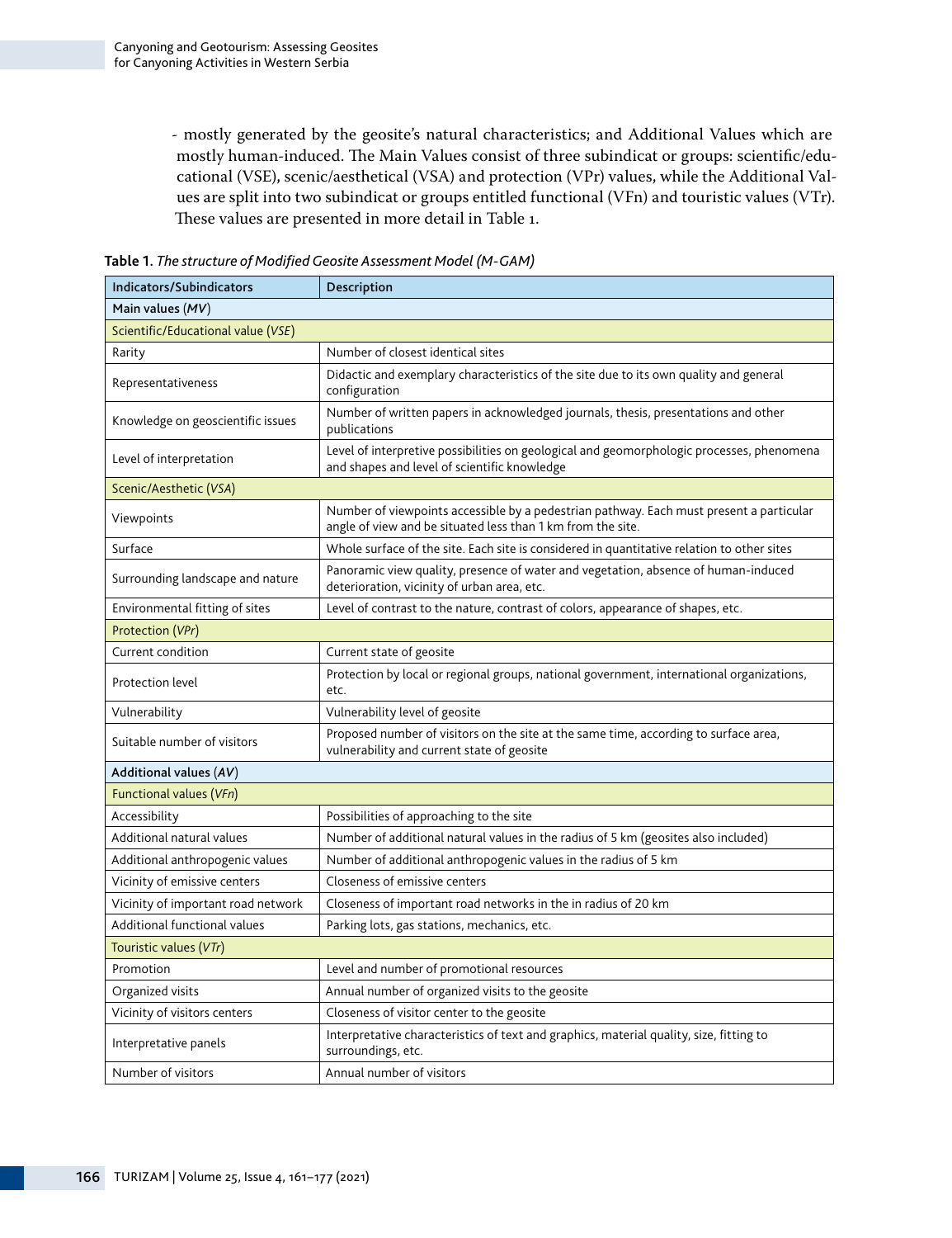- mostly generated by the geosite's natural characteristics; and Additional Values which are mostly human-induced. The Main Values consist of three subindicat or groups: scientific/educational (VSE), scenic/aesthetical (VSA) and protection (VPr) values, while the Additional Values are split into two subindicat or groups entitled functional (VFn) and touristic values (VTr). These values are presented in more detail in Table 1.

**Table 1.** *The structure of Modified Geosite Assessment Model (M-GAM)*

| Indicators/Subindicators | Description |
|---|---|
| **Main values (*MV*)** | |
| Scientific/Educational value (*VSE*) | |
| Rarity | Number of closest identical sites |
| Representativeness | Didactic and exemplary characteristics of the site due to its own quality and general configuration |
| Knowledge on geoscientific issues | Number of written papers in acknowledged journals, thesis, presentations and other publications |
| Level of interpretation | Level of interpretive possibilities on geological and geomorphologic processes, phenomena and shapes and level of scientific knowledge |
| Scenic/Aesthetic (*VSA*) | |
| Viewpoints | Number of viewpoints accessible by a pedestrian pathway. Each must present a particular angle of view and be situated less than 1 km from the site. |
| Surface | Whole surface of the site. Each site is considered in quantitative relation to other sites |
| Surrounding landscape and nature | Panoramic view quality, presence of water and vegetation, absence of human-induced deterioration, vicinity of urban area, etc. |
| Environmental fitting of sites | Level of contrast to the nature, contrast of colors, appearance of shapes, etc. |
| Protection (*VPr*) | |
| Current condition | Current state of geosite |
| Protection level | Protection by local or regional groups, national government, international organizations, etc. |
| Vulnerability | Vulnerability level of geosite |
| Suitable number of visitors | Proposed number of visitors on the site at the same time, according to surface area, vulnerability and current state of geosite |
| **Additional values (*AV*)** | |
| Functional values (*VFn*) | |
| Accessibility | Possibilities of approaching to the site |
| Additional natural values | Number of additional natural values in the radius of 5 km (geosites also included) |
| Additional anthropogenic values | Number of additional anthropogenic values in the radius of 5 km |
| Vicinity of emissive centers | Closeness of emissive centers |
| Vicinity of important road network | Closeness of important road networks in the in radius of 20 km |
| Additional functional values | Parking lots, gas stations, mechanics, etc. |
| Touristic values (*VTr*) | |
| Promotion | Level and number of promotional resources |
| Organized visits | Annual number of organized visits to the geosite |
| Vicinity of visitors centers | Closeness of visitor center to the geosite |
| Interpretative panels | Interpretative characteristics of text and graphics, material quality, size, fitting to surroundings, etc. |
| Number of visitors | Annual number of visitors |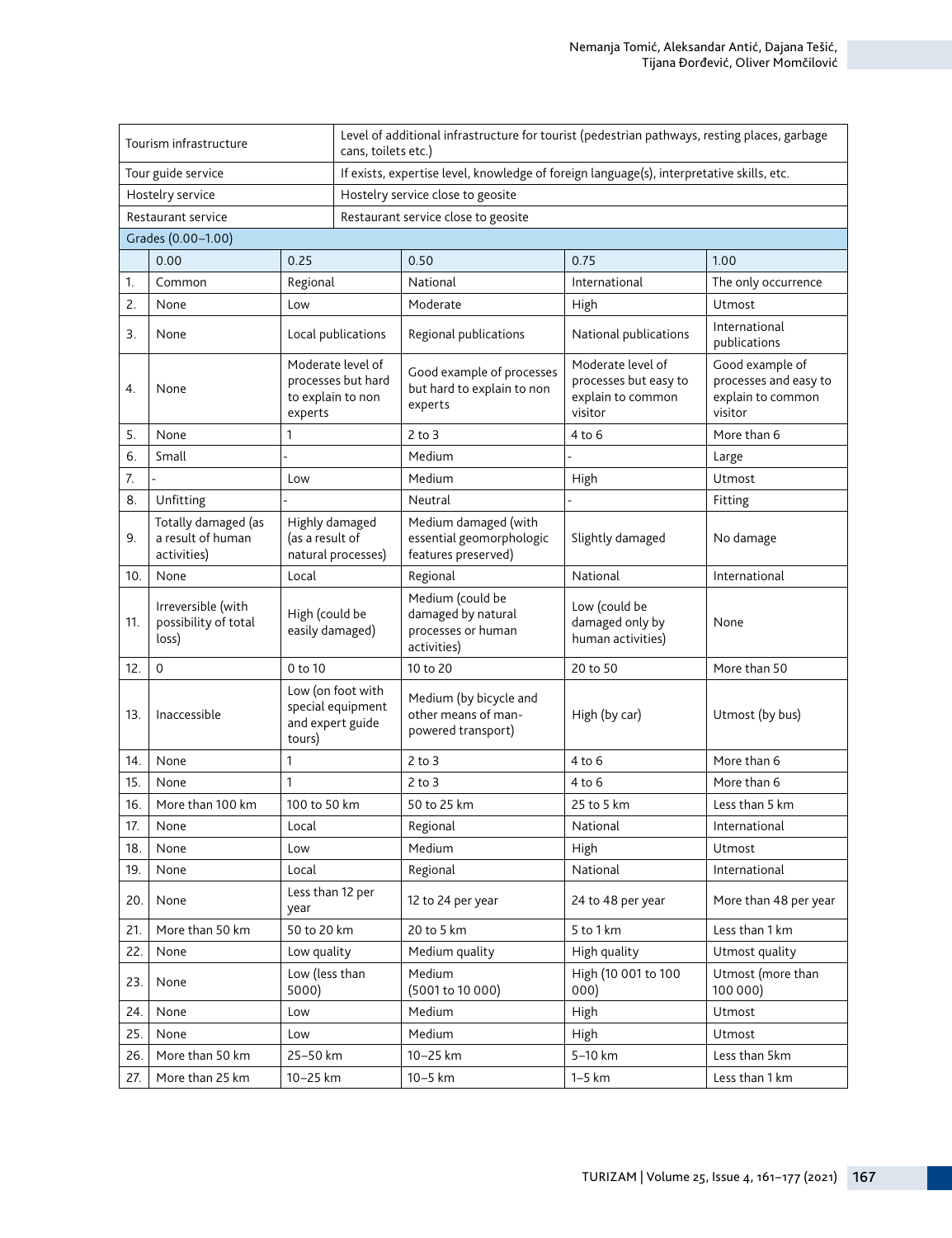| Tourism infrastructure | Level of additional infrastructure for tourist (pedestrian pathways, resting places, garbage cans, toilets etc.) |
|---|---|
| Tour guide service | If exists, expertise level, knowledge of foreign language(s), interpretative skills, etc. |
| Hostelry service | Hostelry service close to geosite |
| Restaurant service | Restaurant service close to geosite |

| Grades (0.00–1.00) | | | | | |
|---|---|---|---|---|---|
| | 0.00 | 0.25 | 0.50 | 0.75 | 1.00 |
| 1. | Common | Regional | National | International | The only occurrence |
| 2. | None | Low | Moderate | High | Utmost |
| 3. | None | Local publications | Regional publications | National publications | International publications |
| 4. | None | Moderate level of processes but hard to explain to non experts | Good example of processes but hard to explain to non experts | Moderate level of processes but easy to explain to common visitor | Good example of processes and easy to explain to common visitor |
| 5. | None | 1 | 2 to 3 | 4 to 6 | More than 6 |
| 6. | Small | - | Medium | - | Large |
| 7. | - | Low | Medium | High | Utmost |
| 8. | Unfitting | - | Neutral | - | Fitting |
| 9. | Totally damaged (as a result of human activities) | Highly damaged (as a result of natural processes) | Medium damaged (with essential geomorphologic features preserved) | Slightly damaged | No damage |
| 10. | None | Local | Regional | National | International |
| 11. | Irreversible (with possibility of total loss) | High (could be easily damaged) | Medium (could be damaged by natural processes or human activities) | Low (could be damaged only by human activities) | None |
| 12. | 0 | 0 to 10 | 10 to 20 | 20 to 50 | More than 50 |
| 13. | Inaccessible | Low (on foot with special equipment and expert guide tours) | Medium (by bicycle and other means of man-powered transport) | High (by car) | Utmost (by bus) |
| 14. | None | 1 | 2 to 3 | 4 to 6 | More than 6 |
| 15. | None | 1 | 2 to 3 | 4 to 6 | More than 6 |
| 16. | More than 100 km | 100 to 50 km | 50 to 25 km | 25 to 5 km | Less than 5 km |
| 17. | None | Local | Regional | National | International |
| 18. | None | Low | Medium | High | Utmost |
| 19. | None | Local | Regional | National | International |
| 20. | None | Less than 12 per year | 12 to 24 per year | 24 to 48 per year | More than 48 per year |
| 21. | More than 50 km | 50 to 20 km | 20 to 5 km | 5 to 1 km | Less than 1 km |
| 22. | None | Low quality | Medium quality | High quality | Utmost quality |
| 23. | None | Low (less than 5000) | Medium (5001 to 10 000) | High (10 001 to 100 000) | Utmost (more than 100 000) |
| 24. | None | Low | Medium | High | Utmost |
| 25. | None | Low | Medium | High | Utmost |
| 26. | More than 50 km | 25–50 km | 10–25 km | 5–10 km | Less than 5km |
| 27. | More than 25 km | 10–25 km | 10–5 km | 1–5 km | Less than 1 km |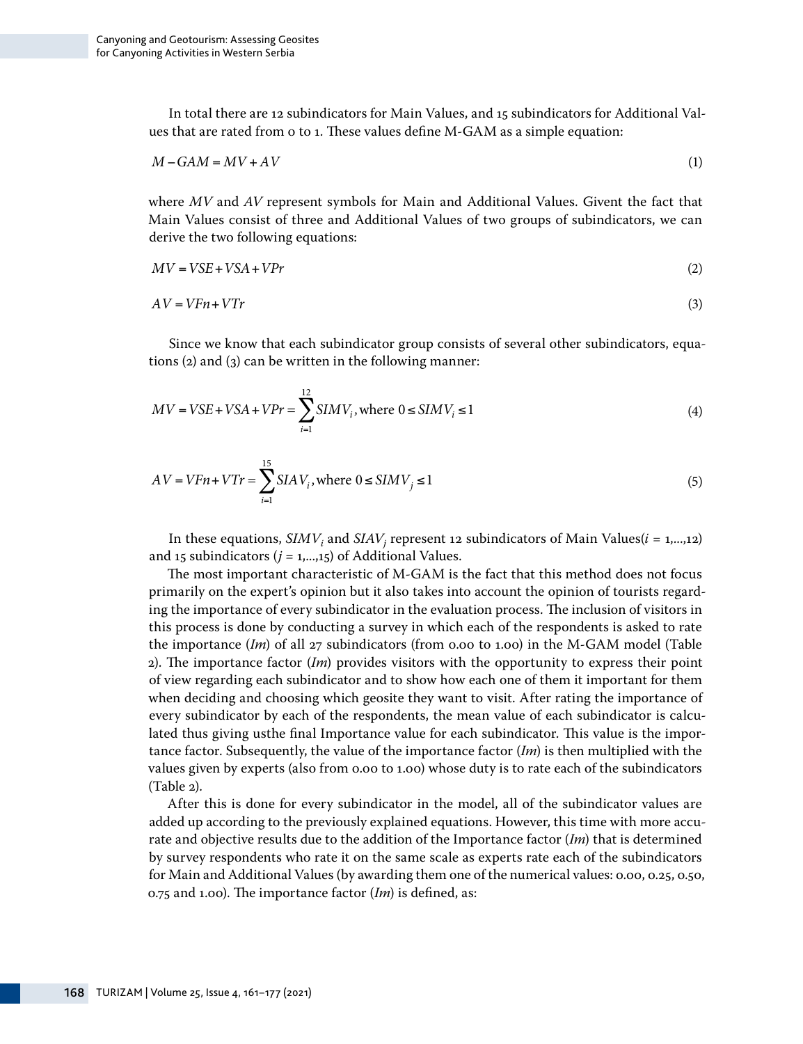In total there are 12 subindicators for Main Values, and 15 subindicators for Additional Values that are rated from 0 to 1. These values define M-GAM as a simple equation:

$$M - GAM = MV + AV \tag{1}$$

where $MV$ and $AV$ represent symbols for Main and Additional Values. Givent the fact that Main Values consist of three and Additional Values of two groups of subindicators, we can derive the two following equations:

$$MV = VSE + VSA + VPr \tag{2}$$

$$AV = VFn + VTr \tag{3}$$

Since we know that each subindicator group consists of several other subindicators, equations (2) and (3) can be written in the following manner:

$$MV = VSE + VSA + VPr = \sum_{i=1}^{12} SIMV_i, \text{where } 0 \leq SIMV_i \leq 1 \tag{4}$$

$$AV = VFn + VTr = \sum_{i=1}^{15} SIAV_i, \text{where } 0 \leq SIMV_j \leq 1 \tag{5}$$

In these equations, $SIMV_i$ and $SIAV_j$ represent 12 subindicators of Main Values($i$ = 1,...,12) and 15 subindicators ($j$ = 1,...,15) of Additional Values.

The most important characteristic of M-GAM is the fact that this method does not focus primarily on the expert's opinion but it also takes into account the opinion of tourists regarding the importance of every subindicator in the evaluation process. The inclusion of visitors in this process is done by conducting a survey in which each of the respondents is asked to rate the importance (*Im*) of all 27 subindicators (from 0.00 to 1.00) in the M-GAM model (Table 2). The importance factor (*Im*) provides visitors with the opportunity to express their point of view regarding each subindicator and to show how each one of them it important for them when deciding and choosing which geosite they want to visit. After rating the importance of every subindicator by each of the respondents, the mean value of each subindicator is calculated thus giving usthe final Importance value for each subindicator. This value is the importance factor. Subsequently, the value of the importance factor (*Im*) is then multiplied with the values given by experts (also from 0.00 to 1.00) whose duty is to rate each of the subindicators (Table 2).

After this is done for every subindicator in the model, all of the subindicator values are added up according to the previously explained equations. However, this time with more accurate and objective results due to the addition of the Importance factor (*Im*) that is determined by survey respondents who rate it on the same scale as experts rate each of the subindicators for Main and Additional Values (by awarding them one of the numerical values: 0.00, 0.25, 0.50, 0.75 and 1.00). The importance factor (*Im*) is defined, as: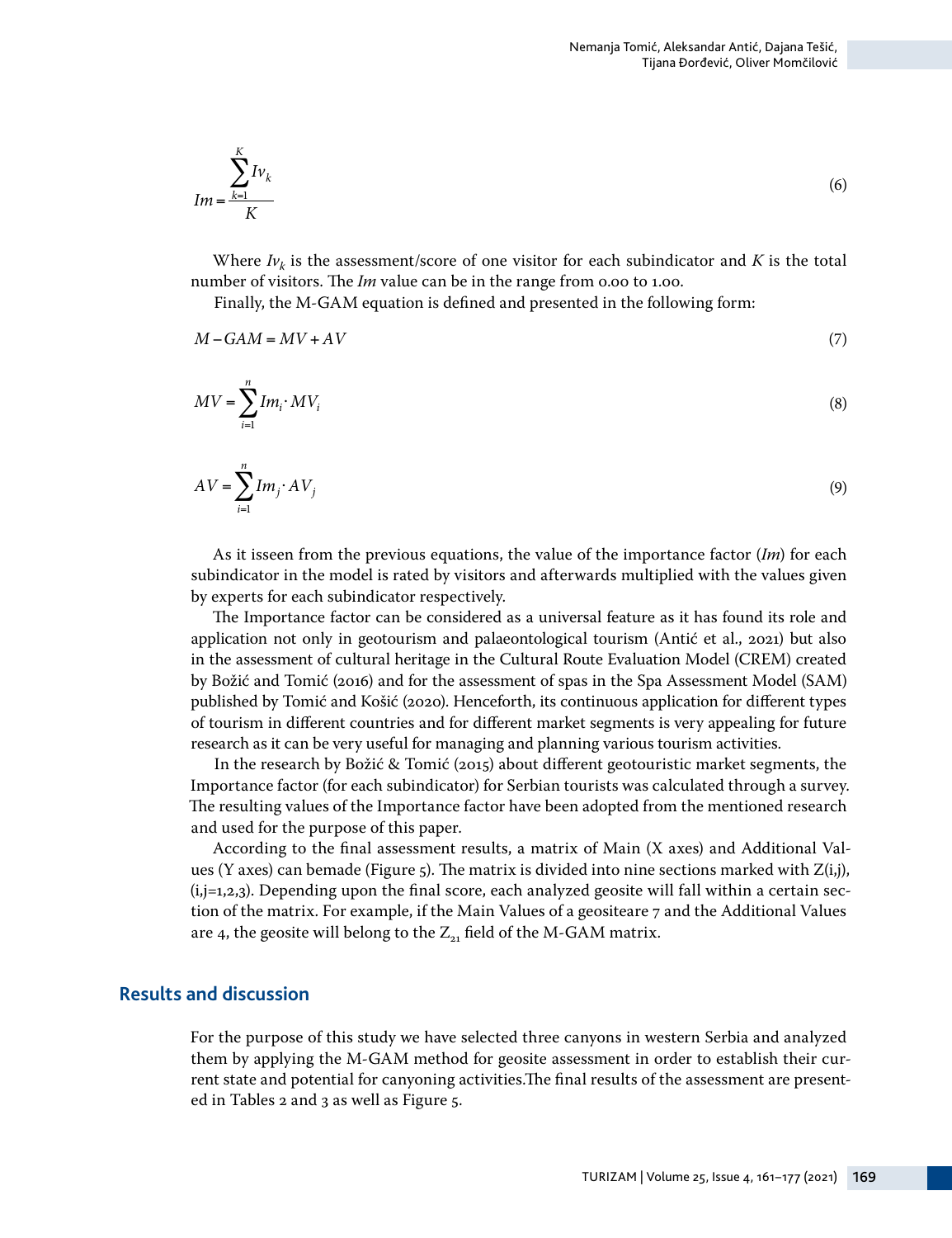$$Im = \frac{\sum_{k=1}^{K} Iv_k}{K} \tag{6}$$

Where $Iv_k$ is the assessment/score of one visitor for each subindicator and $K$ is the total number of visitors. The $Im$ value can be in the range from 0.00 to 1.00.

Finally, the M-GAM equation is defined and presented in the following form:

$$M-GAM = MV + AV \tag{7}$$

$$MV = \sum_{i=1}^{n} Im_i \cdot MV_i \tag{8}$$

$$AV = \sum_{i=1}^{n} Im_j \cdot AV_j \tag{9}$$

As it isseen from the previous equations, the value of the importance factor (*Im*) for each subindicator in the model is rated by visitors and afterwards multiplied with the values given by experts for each subindicator respectively.

The Importance factor can be considered as a universal feature as it has found its role and application not only in geotourism and palaeontological tourism (Antić et al., 2021) but also in the assessment of cultural heritage in the Cultural Route Evaluation Model (CREM) created by Božić and Tomić (2016) and for the assessment of spas in the Spa Assessment Model (SAM) published by Tomić and Košić (2020). Henceforth, its continuous application for different types of tourism in different countries and for different market segments is very appealing for future research as it can be very useful for managing and planning various tourism activities.

In the research by Božić & Tomić (2015) about different geotouristic market segments, the Importance factor (for each subindicator) for Serbian tourists was calculated through a survey. The resulting values of the Importance factor have been adopted from the mentioned research and used for the purpose of this paper.

According to the final assessment results, a matrix of Main (X axes) and Additional Values (Y axes) can bemade (Figure 5). The matrix is divided into nine sections marked with Z(i,j), (i,j=1,2,3). Depending upon the final score, each analyzed geosite will fall within a certain section of the matrix. For example, if the Main Values of a geositeare 7 and the Additional Values are 4, the geosite will belong to the $Z_{21}$ field of the M-GAM matrix.

## Results and discussion

For the purpose of this study we have selected three canyons in western Serbia and analyzed them by applying the M-GAM method for geosite assessment in order to establish their current state and potential for canyoning activities.The final results of the assessment are presented in Tables 2 and 3 as well as Figure 5.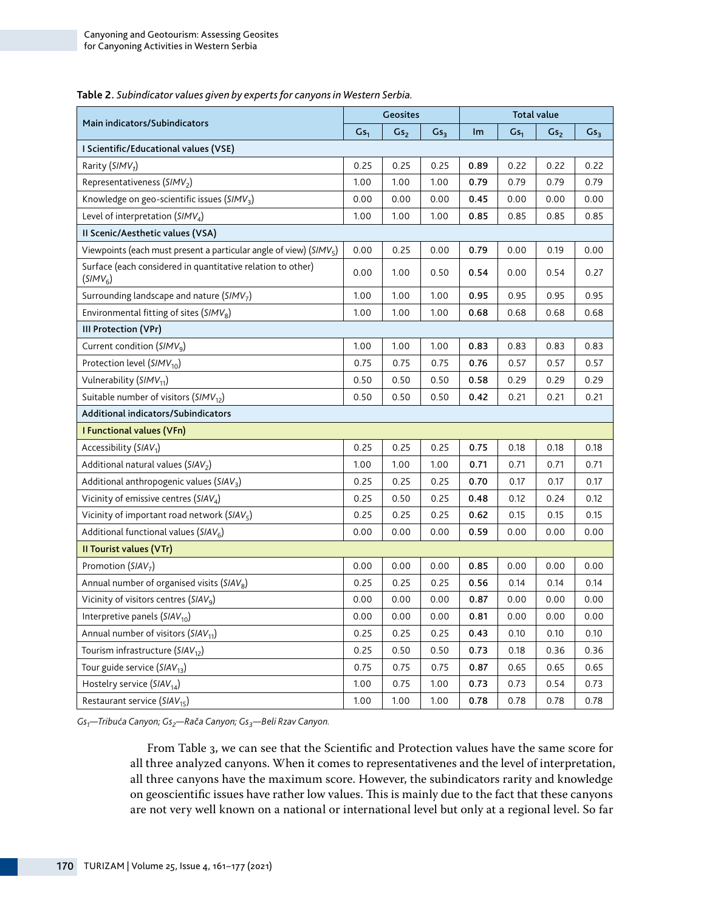**Table 2**. *Subindicator values given by experts for canyons in Western Serbia.*

| Main indicators/Subindicators | Geosites | | | Total value | | | |
|---|---|---|---|---|---|---|---|
| | $Gs_1$ | $Gs_2$ | $Gs_3$ | Im | $Gs_1$ | $Gs_2$ | $Gs_3$ |
| **I Scientific/Educational values (VSE)** | | | | | | | |
| Rarity ($SIMV_1$) | 0.25 | 0.25 | 0.25 | **0.89** | 0.22 | 0.22 | 0.22 |
| Representativeness ($SIMV_2$) | 1.00 | 1.00 | 1.00 | **0.79** | 0.79 | 0.79 | 0.79 |
| Knowledge on geo-scientific issues ($SIMV_3$) | 0.00 | 0.00 | 0.00 | **0.45** | 0.00 | 0.00 | 0.00 |
| Level of interpretation ($SIMV_4$) | 1.00 | 1.00 | 1.00 | **0.85** | 0.85 | 0.85 | 0.85 |
| **II Scenic/Aesthetic values (VSA)** | | | | | | | |
| Viewpoints (each must present a particular angle of view) ($SIMV_5$) | 0.00 | 0.25 | 0.00 | **0.79** | 0.00 | 0.19 | 0.00 |
| Surface (each considered in quantitative relation to other) ($SIMV_6$) | 0.00 | 1.00 | 0.50 | **0.54** | 0.00 | 0.54 | 0.27 |
| Surrounding landscape and nature ($SIMV_7$) | 1.00 | 1.00 | 1.00 | **0.95** | 0.95 | 0.95 | 0.95 |
| Environmental fitting of sites ($SIMV_8$) | 1.00 | 1.00 | 1.00 | **0.68** | 0.68 | 0.68 | 0.68 |
| **III Protection (VPr)** | | | | | | | |
| Current condition ($SIMV_9$) | 1.00 | 1.00 | 1.00 | **0.83** | 0.83 | 0.83 | 0.83 |
| Protection level ($SIMV_{10}$) | 0.75 | 0.75 | 0.75 | **0.76** | 0.57 | 0.57 | 0.57 |
| Vulnerability ($SIMV_{11}$) | 0.50 | 0.50 | 0.50 | **0.58** | 0.29 | 0.29 | 0.29 |
| Suitable number of visitors ($SIMV_{12}$) | 0.50 | 0.50 | 0.50 | **0.42** | 0.21 | 0.21 | 0.21 |
| **Additional indicators/Subindicators** | | | | | | | |
| **I Functional values (VFn)** | | | | | | | |
| Accessibility ($SIAV_1$) | 0.25 | 0.25 | 0.25 | **0.75** | 0.18 | 0.18 | 0.18 |
| Additional natural values ($SIAV_2$) | 1.00 | 1.00 | 1.00 | **0.71** | 0.71 | 0.71 | 0.71 |
| Additional anthropogenic values ($SIAV_3$) | 0.25 | 0.25 | 0.25 | **0.70** | 0.17 | 0.17 | 0.17 |
| Vicinity of emissive centres ($SIAV_4$) | 0.25 | 0.50 | 0.25 | **0.48** | 0.12 | 0.24 | 0.12 |
| Vicinity of important road network ($SIAV_5$) | 0.25 | 0.25 | 0.25 | **0.62** | 0.15 | 0.15 | 0.15 |
| Additional functional values ($SIAV_6$) | 0.00 | 0.00 | 0.00 | **0.59** | 0.00 | 0.00 | 0.00 |
| **II Tourist values (VTr)** | | | | | | | |
| Promotion ($SIAV_7$) | 0.00 | 0.00 | 0.00 | **0.85** | 0.00 | 0.00 | 0.00 |
| Annual number of organised visits ($SIAV_8$) | 0.25 | 0.25 | 0.25 | **0.56** | 0.14 | 0.14 | 0.14 |
| Vicinity of visitors centres ($SIAV_9$) | 0.00 | 0.00 | 0.00 | **0.87** | 0.00 | 0.00 | 0.00 |
| Interpretive panels ($SIAV_{10}$) | 0.00 | 0.00 | 0.00 | **0.81** | 0.00 | 0.00 | 0.00 |
| Annual number of visitors ($SIAV_{11}$) | 0.25 | 0.25 | 0.25 | **0.43** | 0.10 | 0.10 | 0.10 |
| Tourism infrastructure ($SIAV_{12}$) | 0.25 | 0.50 | 0.50 | **0.73** | 0.18 | 0.36 | 0.36 |
| Tour guide service ($SIAV_{13}$) | 0.75 | 0.75 | 0.75 | **0.87** | 0.65 | 0.65 | 0.65 |
| Hostelry service ($SIAV_{14}$) | 1.00 | 0.75 | 1.00 | **0.73** | 0.73 | 0.54 | 0.73 |
| Restaurant service ($SIAV_{15}$) | 1.00 | 1.00 | 1.00 | **0.78** | 0.78 | 0.78 | 0.78 |

*$Gs_1$—Tribuća Canyon; $Gs_2$—Rača Canyon; $Gs_3$—Beli Rzav Canyon.*

From Table 3, we can see that the Scientific and Protection values have the same score for all three analyzed canyons. When it comes to representativenes and the level of interpretation, all three canyons have the maximum score. However, the subindicators rarity and knowledge on geoscientific issues have rather low values. This is mainly due to the fact that these canyons are not very well known on a national or international level but only at a regional level. So far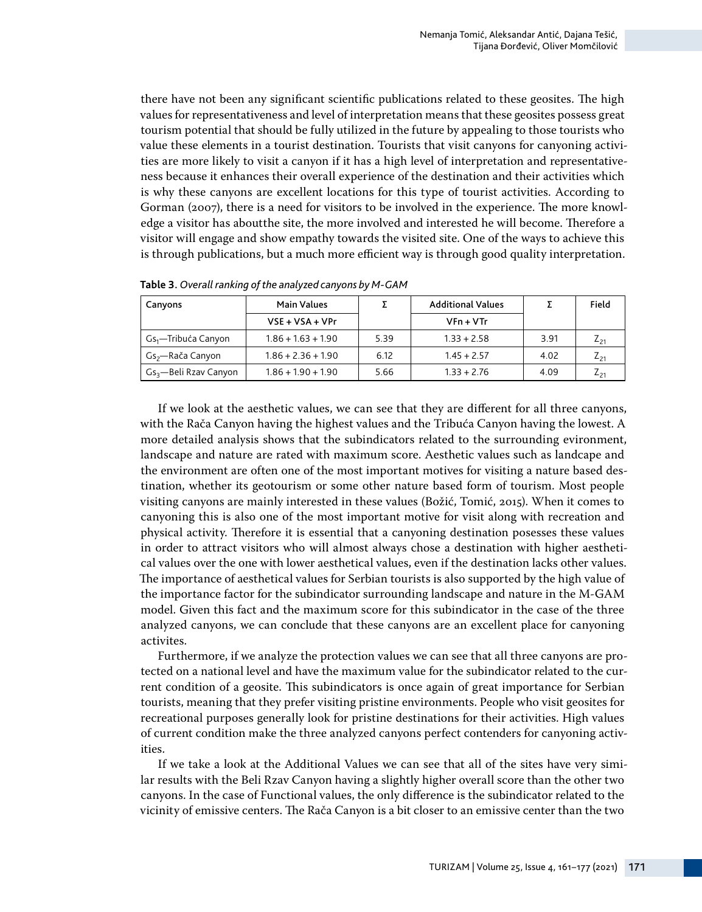there have not been any significant scientific publications related to these geosites. The high values for representativeness and level of interpretation means that these geosites possess great tourism potential that should be fully utilized in the future by appealing to those tourists who value these elements in a tourist destination. Tourists that visit canyons for canyoning activities are more likely to visit a canyon if it has a high level of interpretation and representativeness because it enhances their overall experience of the destination and their activities which is why these canyons are excellent locations for this type of tourist activities. According to Gorman (2007), there is a need for visitors to be involved in the experience. The more knowledge a visitor has aboutthe site, the more involved and interested he will become. Therefore a visitor will engage and show empathy towards the visited site. One of the ways to achieve this is through publications, but a much more efficient way is through good quality interpretation.

**Table 3.** *Overall ranking of the analyzed canyons by M-GAM*

| Canyons | Main Values | Σ | Additional Values | Σ | Field |
|---|---|---|---|---|---|
| | VSE + VSA + VPr | | VFn + VTr | | |
| $Gs_1$—Tribuća Canyon | 1.86 + 1.63 + 1.90 | 5.39 | 1.33 + 2.58 | 3.91 | $Z_{21}$ |
| $Gs_2$—Rača Canyon | 1.86 + 2.36 + 1.90 | 6.12 | 1.45 + 2.57 | 4.02 | $Z_{21}$ |
| $Gs_3$—Beli Rzav Canyon | 1.86 + 1.90 + 1.90 | 5.66 | 1.33 + 2.76 | 4.09 | $Z_{21}$ |

If we look at the aesthetic values, we can see that they are different for all three canyons, with the Rača Canyon having the highest values and the Tribuća Canyon having the lowest. A more detailed analysis shows that the subindicators related to the surrounding evironment, landscape and nature are rated with maximum score. Aesthetic values such as landcape and the environment are often one of the most important motives for visiting a nature based destination, whether its geotourism or some other nature based form of tourism. Most people visiting canyons are mainly interested in these values (Božić, Tomić, 2015). When it comes to canyoning this is also one of the most important motive for visit along with recreation and physical activity. Therefore it is essential that a canyoning destination posesses these values in order to attract visitors who will almost always chose a destination with higher aesthetical values over the one with lower aesthetical values, even if the destination lacks other values. The importance of aesthetical values for Serbian tourists is also supported by the high value of the importance factor for the subindicator surrounding landscape and nature in the M-GAM model. Given this fact and the maximum score for this subindicator in the case of the three analyzed canyons, we can conclude that these canyons are an excellent place for canyoning activites.

Furthermore, if we analyze the protection values we can see that all three canyons are protected on a national level and have the maximum value for the subindicator related to the current condition of a geosite. This subindicators is once again of great importance for Serbian tourists, meaning that they prefer visiting pristine environments. People who visit geosites for recreational purposes generally look for pristine destinations for their activities. High values of current condition make the three analyzed canyons perfect contenders for canyoning activities.

If we take a look at the Additional Values we can see that all of the sites have very similar results with the Beli Rzav Canyon having a slightly higher overall score than the other two canyons. In the case of Functional values, the only difference is the subindicator related to the vicinity of emissive centers. The Rača Canyon is a bit closer to an emissive center than the two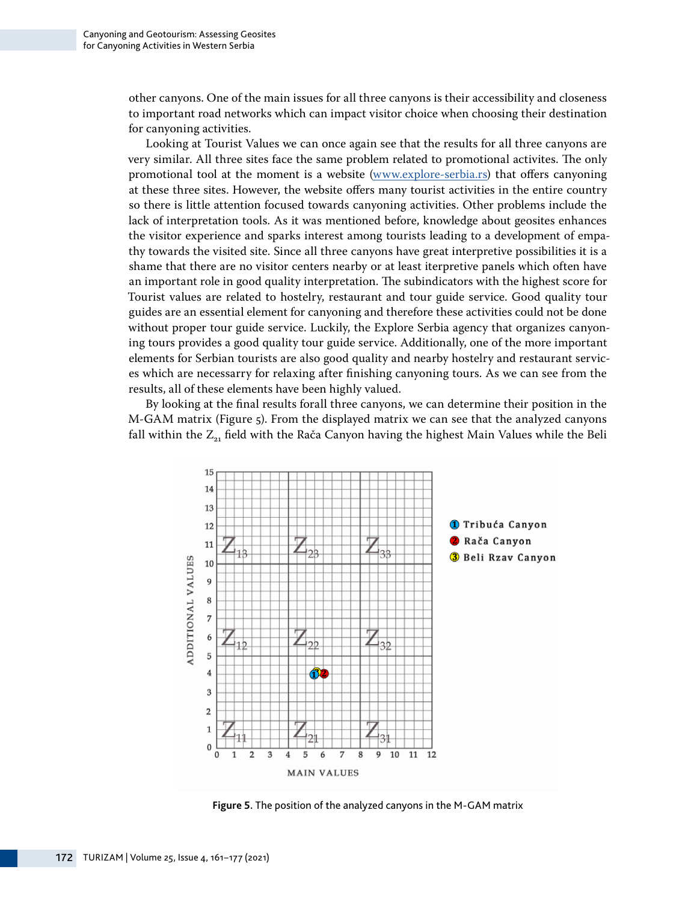other canyons. One of the main issues for all three canyons is their accessibility and closeness to important road networks which can impact visitor choice when choosing their destination for canyoning activities.

Looking at Tourist Values we can once again see that the results for all three canyons are very similar. All three sites face the same problem related to promotional activites. The only promotional tool at the moment is a website (www.explore-serbia.rs) that offers canyoning at these three sites. However, the website offers many tourist activities in the entire country so there is little attention focused towards canyoning activities. Other problems include the lack of interpretation tools. As it was mentioned before, knowledge about geosites enhances the visitor experience and sparks interest among tourists leading to a development of empathy towards the visited site. Since all three canyons have great interpretive possibilities it is a shame that there are no visitor centers nearby or at least iterpretive panels which often have an important role in good quality interpretation. The subindicators with the highest score for Tourist values are related to hostelry, restaurant and tour guide service. Good quality tour guides are an essential element for canyoning and therefore these activities could not be done without proper tour guide service. Luckily, the Explore Serbia agency that organizes canyoning tours provides a good quality tour guide service. Additionally, one of the more important elements for Serbian tourists are also good quality and nearby hostelry and restaurant services which are necessarry for relaxing after finishing canyoning tours. As we can see from the results, all of these elements have been highly valued.

By looking at the final results forall three canyons, we can determine their position in the M-GAM matrix (Figure 5). From the displayed matrix we can see that the analyzed canyons fall within the $Z_{21}$ field with the Rača Canyon having the highest Main Values while the Beli

**Figure 5.** The position of the analyzed canyons in the M-GAM matrix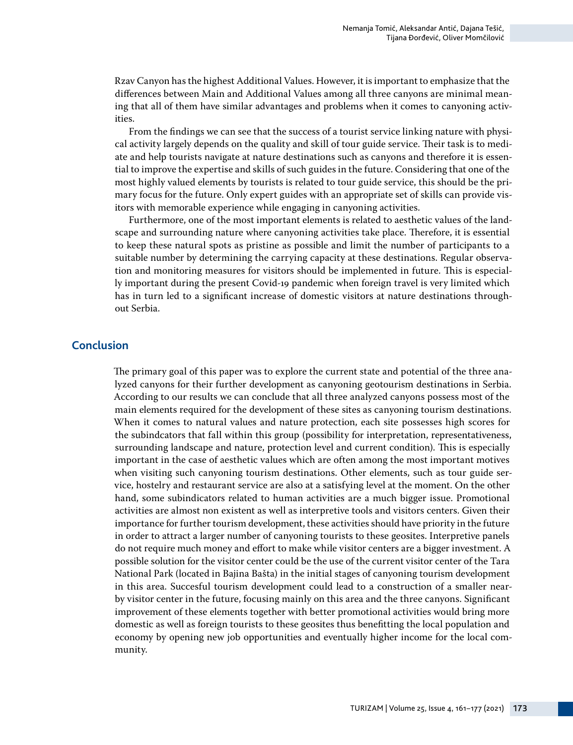Rzav Canyon has the highest Additional Values. However, it is important to emphasize that the differences between Main and Additional Values among all three canyons are minimal meaning that all of them have similar advantages and problems when it comes to canyoning activities.

From the findings we can see that the success of a tourist service linking nature with physical activity largely depends on the quality and skill of tour guide service. Their task is to mediate and help tourists navigate at nature destinations such as canyons and therefore it is essential to improve the expertise and skills of such guides in the future. Considering that one of the most highly valued elements by tourists is related to tour guide service, this should be the primary focus for the future. Only expert guides with an appropriate set of skills can provide visitors with memorable experience while engaging in canyoning activities.

Furthermore, one of the most important elements is related to aesthetic values of the landscape and surrounding nature where canyoning activities take place. Therefore, it is essential to keep these natural spots as pristine as possible and limit the number of participants to a suitable number by determining the carrying capacity at these destinations. Regular observation and monitoring measures for visitors should be implemented in future. This is especially important during the present Covid-19 pandemic when foreign travel is very limited which has in turn led to a significant increase of domestic visitors at nature destinations throughout Serbia.

## Conclusion

The primary goal of this paper was to explore the current state and potential of the three analyzed canyons for their further development as canyoning geotourism destinations in Serbia. According to our results we can conclude that all three analyzed canyons possess most of the main elements required for the development of these sites as canyoning tourism destinations. When it comes to natural values and nature protection, each site possesses high scores for the subindcators that fall within this group (possibility for interpretation, representativeness, surrounding landscape and nature, protection level and current condition). This is especially important in the case of aesthetic values which are often among the most important motives when visiting such canyoning tourism destinations. Other elements, such as tour guide service, hostelry and restaurant service are also at a satisfying level at the moment. On the other hand, some subindicators related to human activities are a much bigger issue. Promotional activities are almost non existent as well as interpretive tools and visitors centers. Given their importance for further tourism development, these activities should have priority in the future in order to attract a larger number of canyoning tourists to these geosites. Interpretive panels do not require much money and effort to make while visitor centers are a bigger investment. A possible solution for the visitor center could be the use of the current visitor center of the Tara National Park (located in Bajina Bašta) in the initial stages of canyoning tourism development in this area. Succesful tourism development could lead to a construction of a smaller nearby visitor center in the future, focusing mainly on this area and the three canyons. Significant improvement of these elements together with better promotional activities would bring more domestic as well as foreign tourists to these geosites thus benefitting the local population and economy by opening new job opportunities and eventually higher income for the local community.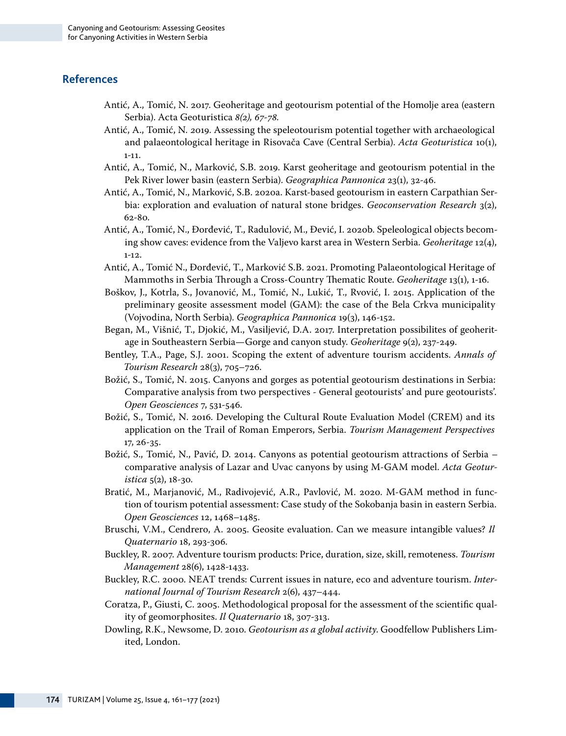## References

Antić, A., Tomić, N. 2017. Geoheritage and geotourism potential of the Homolje area (eastern Serbia). Acta Geoturistica *8(2), 67-78.*

Antić, A., Tomić, N. 2019. Assessing the speleotourism potential together with archaeological and palaeontological heritage in Risovača Cave (Central Serbia). *Acta Geoturistica* 10(1), 1-11.

Antić, A., Tomić, N., Marković, S.B. 2019. Karst geoheritage and geotourism potential in the Pek River lower basin (eastern Serbia). *Geographica Pannonica* 23(1), 32-46.

Antić, A., Tomić, N., Marković, S.B. 2020a. Karst-based geotourism in eastern Carpathian Serbia: exploration and evaluation of natural stone bridges. *Geoconservation Research* 3(2), 62-80.

Antić, A., Tomić, N., Đorđević, T., Radulović, M., Đević, I. 2020b. Speleological objects becoming show caves: evidence from the Valjevo karst area in Western Serbia. *Geoheritage* 12(4), 1-12.

Antić, A., Tomić N., Đorđević, T., Marković S.B. 2021. Promoting Palaeontological Heritage of Mammoths in Serbia Through a Cross-Country Thematic Route. *Geoheritage* 13(1), 1-16.

Boškov, J., Kotrla, S., Jovanović, M., Tomić, N., Lukić, T., Rvović, I. 2015. Application of the preliminary geosite assessment model (GAM): the case of the Bela Crkva municipality (Vojvodina, North Serbia). *Geographica Pannonica* 19(3), 146-152.

Began, M., Višnić, T., Djokić, M., Vasiljević, D.A. 2017. Interpretation possibilites of geoheritage in Southeastern Serbia—Gorge and canyon study. *Geoheritage* 9(2), 237-249.

Bentley, T.A., Page, S.J. 2001. Scoping the extent of adventure tourism accidents. *Annals of Tourism Research* 28(3), 705–726.

Božić, S., Tomić, N. 2015. Canyons and gorges as potential geotourism destinations in Serbia: Comparative analysis from two perspectives - General geotourists' and pure geotourists'. *Open Geosciences* 7, 531-546.

Božić, S., Tomić, N. 2016. Developing the Cultural Route Evaluation Model (CREM) and its application on the Trail of Roman Emperors, Serbia. *Tourism Management Perspectives* 17, 26-35.

Božić, S., Tomić, N., Pavić, D. 2014. Canyons as potential geotourism attractions of Serbia – comparative analysis of Lazar and Uvac canyons by using M-GAM model. *Acta Geoturistica* 5(2), 18-30.

Bratić, M., Marjanović, M., Radivojević, A.R., Pavlović, M. 2020. M-GAM method in function of tourism potential assessment: Case study of the Sokobanja basin in eastern Serbia. *Open Geosciences* 12, 1468–1485.

Bruschi, V.M., Cendrero, A. 2005. Geosite evaluation. Can we measure intangible values? *Il Quaternario* 18, 293-306.

Buckley, R. 2007. Adventure tourism products: Price, duration, size, skill, remoteness. *Tourism Management* 28(6), 1428-1433.

Buckley, R.C. 2000. NEAT trends: Current issues in nature, eco and adventure tourism. *International Journal of Tourism Research* 2(6), 437–444.

Coratza, P., Giusti, C. 2005. Methodological proposal for the assessment of the scientific quality of geomorphosites. *Il Quaternario* 18, 307-313.

Dowling, R.K., Newsome, D. 2010. *Geotourism as a global activity.* Goodfellow Publishers Limited, London.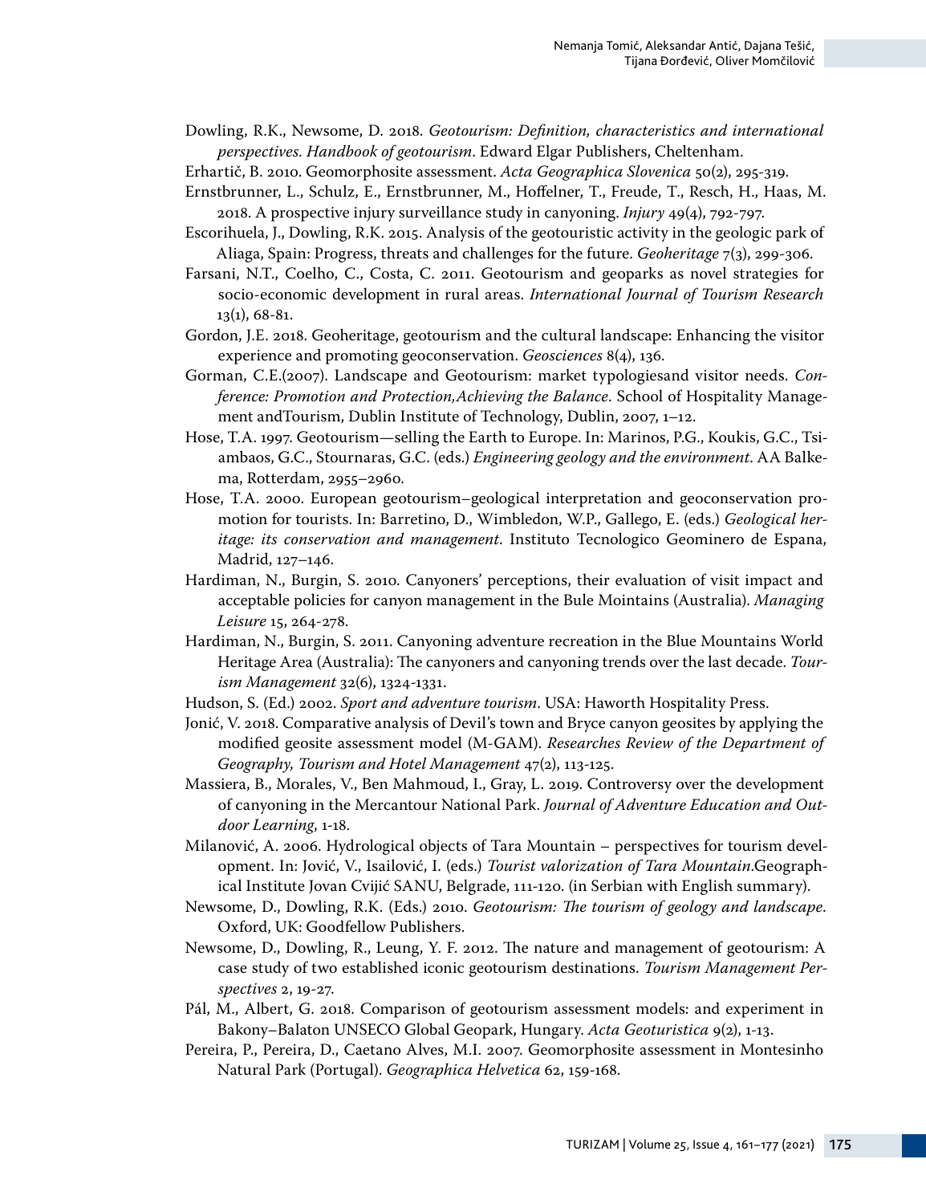Dowling, R.K., Newsome, D. 2018. *Geotourism: Definition, characteristics and international perspectives. Handbook of geotourism*. Edward Elgar Publishers, Cheltenham.

Erhartič, B. 2010. Geomorphosite assessment. *Acta Geographica Slovenica* 50(2), 295-319.

Ernstbrunner, L., Schulz, E., Ernstbrunner, M., Hoffelner, T., Freude, T., Resch, H., Haas, M. 2018. A prospective injury surveillance study in canyoning. *Injury* 49(4), 792-797.

Escorihuela, J., Dowling, R.K. 2015. Analysis of the geotouristic activity in the geologic park of Aliaga, Spain: Progress, threats and challenges for the future. *Geoheritage* 7(3), 299-306.

Farsani, N.T., Coelho, C., Costa, C. 2011. Geotourism and geoparks as novel strategies for socio-economic development in rural areas. *International Journal of Tourism Research* 13(1), 68-81.

Gordon, J.E. 2018. Geoheritage, geotourism and the cultural landscape: Enhancing the visitor experience and promoting geoconservation. *Geosciences* 8(4), 136.

Gorman, C.E.(2007). Landscape and Geotourism: market typologiesand visitor needs. *Conference: Promotion and Protection,Achieving the Balance*. School of Hospitality Management andTourism, Dublin Institute of Technology, Dublin, 2007, 1–12.

Hose, T.A. 1997. Geotourism—selling the Earth to Europe. In: Marinos, P.G., Koukis, G.C., Tsiambaos, G.C., Stournaras, G.C. (eds.) *Engineering geology and the environment*. AA Balkema, Rotterdam, 2955–2960.

Hose, T.A. 2000. European geotourism–geological interpretation and geoconservation promotion for tourists. In: Barretino, D., Wimbledon, W.P., Gallego, E. (eds.) *Geological heritage: its conservation and management*. Instituto Tecnologico Geominero de Espana, Madrid, 127–146.

Hardiman, N., Burgin, S. 2010. Canyoners' perceptions, their evaluation of visit impact and acceptable policies for canyon management in the Bule Mointains (Australia). *Managing Leisure* 15, 264-278.

Hardiman, N., Burgin, S. 2011. Canyoning adventure recreation in the Blue Mountains World Heritage Area (Australia): The canyoners and canyoning trends over the last decade. *Tourism Management* 32(6), 1324-1331.

Hudson, S. (Ed.) 2002. *Sport and adventure tourism*. USA: Haworth Hospitality Press.

Jonić, V. 2018. Comparative analysis of Devil's town and Bryce canyon geosites by applying the modified geosite assessment model (M-GAM). *Researches Review of the Department of Geography, Tourism and Hotel Management* 47(2), 113-125.

Massiera, B., Morales, V., Ben Mahmoud, I., Gray, L. 2019. Controversy over the development of canyoning in the Mercantour National Park. *Journal of Adventure Education and Outdoor Learning*, 1-18.

Milanović, A. 2006. Hydrological objects of Tara Mountain – perspectives for tourism development. In: Jović, V., Isailović, I. (eds.) *Tourist valorization of Tara Mountain*.Geographical Institute Jovan Cvijić SANU, Belgrade, 111-120. (in Serbian with English summary).

Newsome, D., Dowling, R.K. (Eds.) 2010. *Geotourism: The tourism of geology and landscape*. Oxford, UK: Goodfellow Publishers.

Newsome, D., Dowling, R., Leung, Y. F. 2012. The nature and management of geotourism: A case study of two established iconic geotourism destinations. *Tourism Management Perspectives* 2, 19-27.

Pál, M., Albert, G. 2018. Comparison of geotourism assessment models: and experiment in Bakony–Balaton UNSECO Global Geopark, Hungary. *Acta Geoturistica* 9(2), 1-13.

Pereira, P., Pereira, D., Caetano Alves, M.I. 2007. Geomorphosite assessment in Montesinho Natural Park (Portugal). *Geographica Helvetica* 62, 159-168.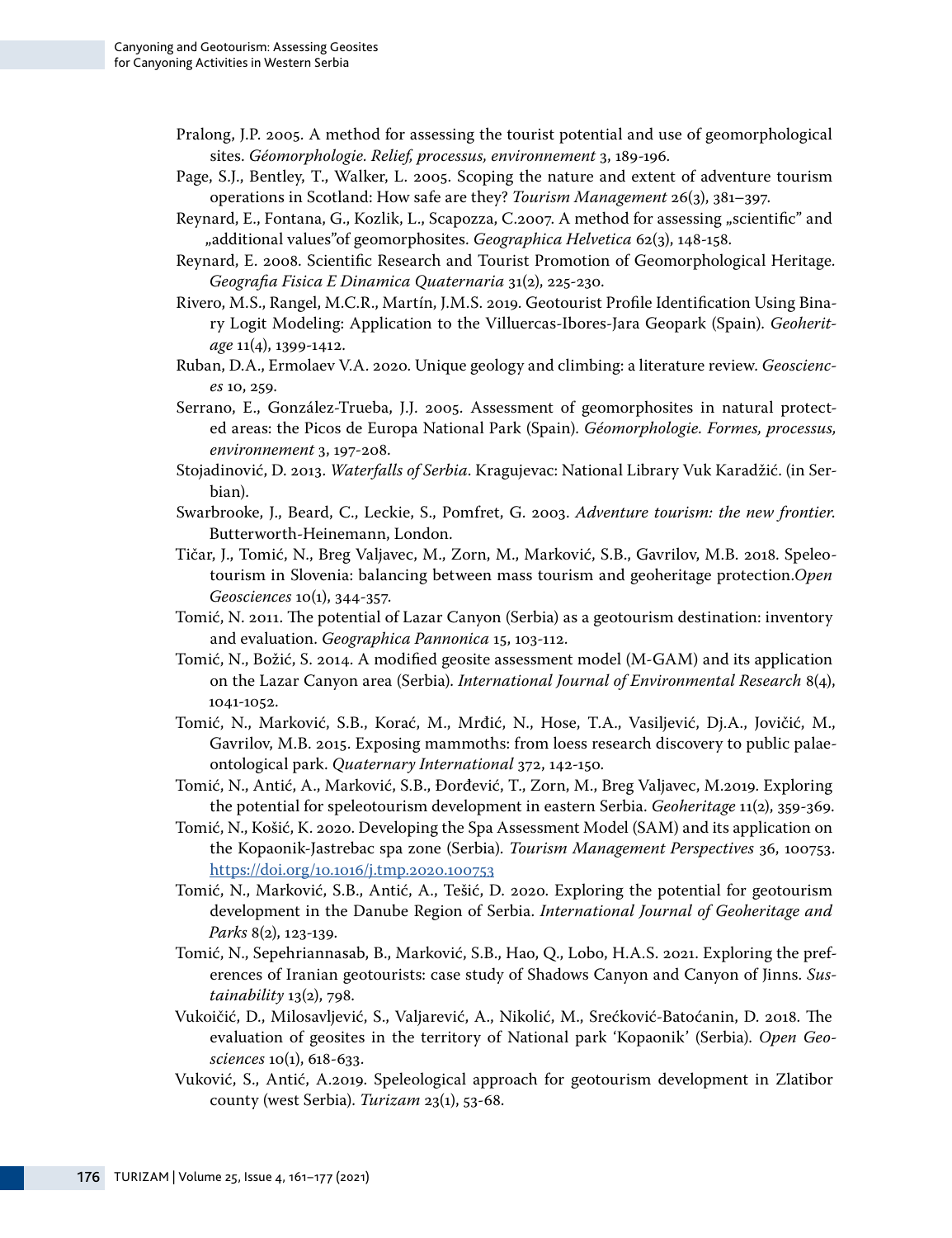Pralong, J.P. 2005. A method for assessing the tourist potential and use of geomorphological sites. *Géomorphologie. Relief, processus, environnement* 3, 189-196.

Page, S.J., Bentley, T., Walker, L. 2005. Scoping the nature and extent of adventure tourism operations in Scotland: How safe are they? *Tourism Management* 26(3), 381–397.

Reynard, E., Fontana, G., Kozlik, L., Scapozza, C.2007. A method for assessing „scientific" and „additional values"of geomorphosites. *Geographica Helvetica* 62(3), 148-158.

Reynard, E. 2008. Scientific Research and Tourist Promotion of Geomorphological Heritage. *Geografia Fisica E Dinamica Quaternaria* 31(2), 225-230.

Rivero, M.S., Rangel, M.C.R., Martín, J.M.S. 2019. Geotourist Profile Identification Using Binary Logit Modeling: Application to the Villuercas-Ibores-Jara Geopark (Spain). *Geoheritage* 11(4), 1399-1412.

Ruban, D.A., Ermolaev V.A. 2020. Unique geology and climbing: a literature review. *Geosciences* 10, 259.

Serrano, E., González-Trueba, J.J. 2005. Assessment of geomorphosites in natural protected areas: the Picos de Europa National Park (Spain). *Géomorphologie. Formes, processus, environnement* 3, 197-208.

Stojadinović, D. 2013. *Waterfalls of Serbia*. Kragujevac: National Library Vuk Karadžić. (in Serbian).

Swarbrooke, J., Beard, C., Leckie, S., Pomfret, G. 2003. *Adventure tourism: the new frontier.* Butterworth-Heinemann, London.

Tičar, J., Tomić, N., Breg Valjavec, M., Zorn, M., Marković, S.B., Gavrilov, M.B. 2018. Speleotourism in Slovenia: balancing between mass tourism and geoheritage protection.*Open Geosciences* 10(1), 344-357.

Tomić, N. 2011. The potential of Lazar Canyon (Serbia) as a geotourism destination: inventory and evaluation. *Geographica Pannonica* 15, 103-112.

Tomić, N., Božić, S. 2014. A modified geosite assessment model (M-GAM) and its application on the Lazar Canyon area (Serbia). *International Journal of Environmental Research* 8(4), 1041-1052.

Tomić, N., Marković, S.B., Korać, M., Mrđić, N., Hose, T.A., Vasiljević, Dj.A., Jovičić, M., Gavrilov, M.B. 2015. Exposing mammoths: from loess research discovery to public palaeontological park. *Quaternary International* 372, 142-150.

Tomić, N., Antić, A., Marković, S.B., Đorđević, T., Zorn, M., Breg Valjavec, M.2019. Exploring the potential for speleotourism development in eastern Serbia. *Geoheritage* 11(2), 359-369.

Tomić, N., Košić, K. 2020. Developing the Spa Assessment Model (SAM) and its application on the Kopaonik-Jastrebac spa zone (Serbia). *Tourism Management Perspectives* 36, 100753. https://doi.org/10.1016/j.tmp.2020.100753

Tomić, N., Marković, S.B., Antić, A., Tešić, D. 2020. Exploring the potential for geotourism development in the Danube Region of Serbia. *International Journal of Geoheritage and Parks* 8(2), 123-139.

Tomić, N., Sepehriannasab, B., Marković, S.B., Hao, Q., Lobo, H.A.S. 2021. Exploring the preferences of Iranian geotourists: case study of Shadows Canyon and Canyon of Jinns. *Sustainability* 13(2), 798.

Vukoičić, D., Milosavljević, S., Valjarević, A., Nikolić, M., Srećković-Batoćanin, D. 2018. The evaluation of geosites in the territory of National park 'Kopaonik' (Serbia). *Open Geosciences* 10(1), 618-633.

Vuković, S., Antić, A.2019. Speleological approach for geotourism development in Zlatibor county (west Serbia). *Turizam* 23(1), 53-68.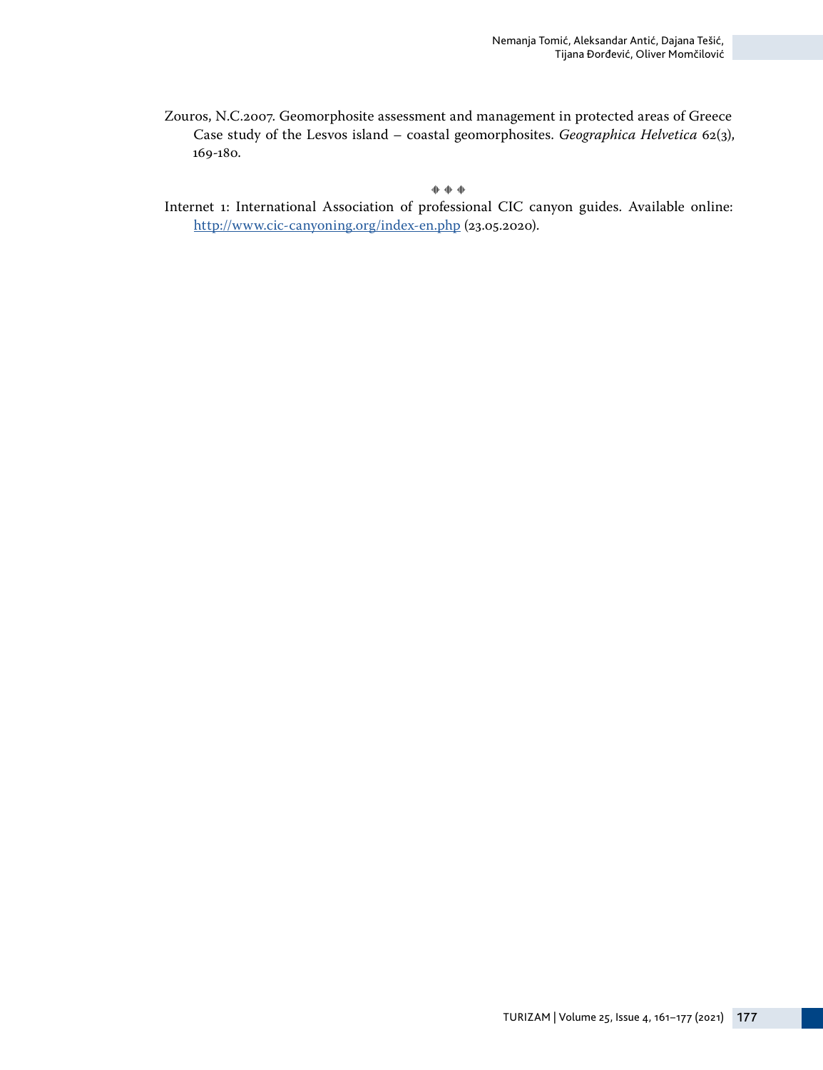Zouros, N.C.2007. Geomorphosite assessment and management in protected areas of Greece Case study of the Lesvos island – coastal geomorphosites. *Geographica Helvetica* 62(3), 169-180.

◈ ◈ ◈

Internet 1: International Association of professional CIC canyon guides. Available online: http://www.cic-canyoning.org/index-en.php (23.05.2020).